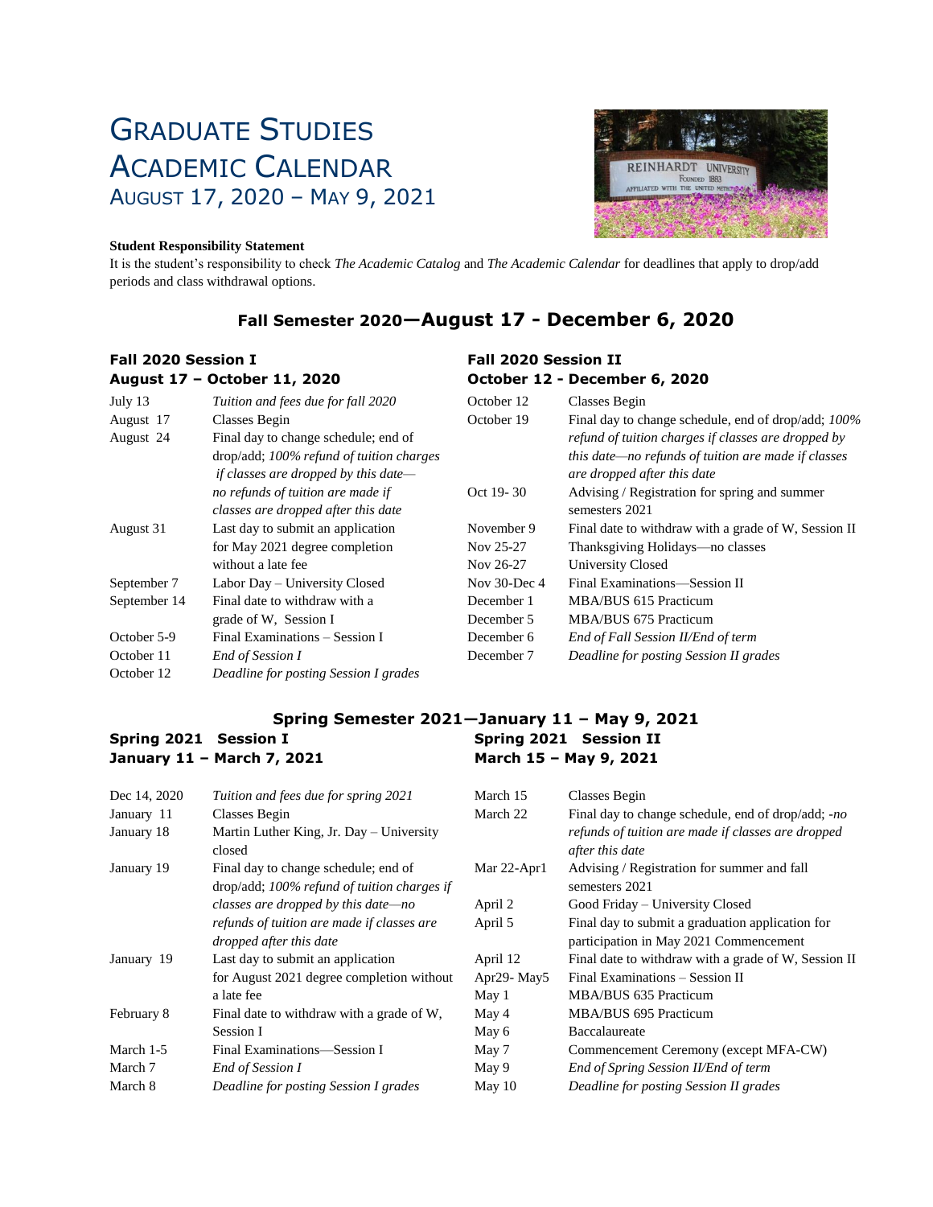# Graduate Studies Academic Calendar

## August 17, 2020 – May 9, 2021

**Student Responsibility Statement**

It is the student's responsibility to check *The Academic Catalog* and *The Academic Calendar* for deadlines that apply to drop/add periods and class withdrawal options.

## Fall Semester 2020—August 17 - December 6, 2020

### Fall 2020 Session I
### August 17 – October 11, 2020

| | |
|---|---|
| July 13 | *Tuition and fees due for fall 2020* |
| August 17 | Classes Begin |
| August 24 | Final day to change schedule; end of drop/add; *100% refund of tuition charges if classes are dropped by this date—no refunds of tuition are made if classes are dropped after this date* |
| August 31 | Last day to submit an application for May 2021 degree completion without a late fee |
| September 7 | Labor Day – University Closed |
| September 14 | Final date to withdraw with a grade of W, Session I |
| October 5-9 | Final Examinations – Session I |
| October 11 | *End of Session I* |
| October 12 | *Deadline for posting Session I grades* |

### Fall 2020 Session II
### October 12 - December 6, 2020

| | |
|---|---|
| October 12 | Classes Begin |
| October 19 | Final day to change schedule, end of drop/add; *100% refund of tuition charges if classes are dropped by this date—no refunds of tuition are made if classes are dropped after this date* |
| Oct 19- 30 | Advising / Registration for spring and summer semesters 2021 |
| November 9 | Final date to withdraw with a grade of W, Session II |
| Nov 25-27 | Thanksgiving Holidays—no classes |
| Nov 26-27 | University Closed |
| Nov 30-Dec 4 | Final Examinations—Session II |
| December 1 | MBA/BUS 615 Practicum |
| December 5 | MBA/BUS 675 Practicum |
| December 6 | *End of Fall Session II/End of term* |
| December 7 | *Deadline for posting Session II grades* |

## Spring Semester 2021—January 11 – May 9, 2021

### Spring 2021 Session I
### January 11 – March 7, 2021

| | |
|---|---|
| Dec 14, 2020 | *Tuition and fees due for spring 2021* |
| January 11 | Classes Begin |
| January 18 | Martin Luther King, Jr. Day – University closed |
| January 19 | Final day to change schedule; end of drop/add; *100% refund of tuition charges if classes are dropped by this date—no refunds of tuition are made if classes are dropped after this date* |
| January 19 | Last day to submit an application for August 2021 degree completion without a late fee |
| February 8 | Final date to withdraw with a grade of W, Session I |
| March 1-5 | Final Examinations—Session I |
| March 7 | *End of Session I* |
| March 8 | *Deadline for posting Session I grades* |

### Spring 2021 Session II
### March 15 – May 9, 2021

| | |
|---|---|
| March 15 | Classes Begin |
| March 22 | Final day to change schedule, end of drop/add; *-no refunds of tuition are made if classes are dropped after this date* |
| Mar 22-Apr1 | Advising / Registration for summer and fall semesters 2021 |
| April 2 | Good Friday – University Closed |
| April 5 | Final day to submit a graduation application for participation in May 2021 Commencement |
| April 12 | Final date to withdraw with a grade of W, Session II |
| Apr29- May5 | Final Examinations – Session II |
| May 1 | MBA/BUS 635 Practicum |
| May 4 | MBA/BUS 695 Practicum |
| May 6 | Baccalaureate |
| May 7 | Commencement Ceremony (except MFA-CW) |
| May 9 | *End of Spring Session II/End of term* |
| May 10 | *Deadline for posting Session II grades* |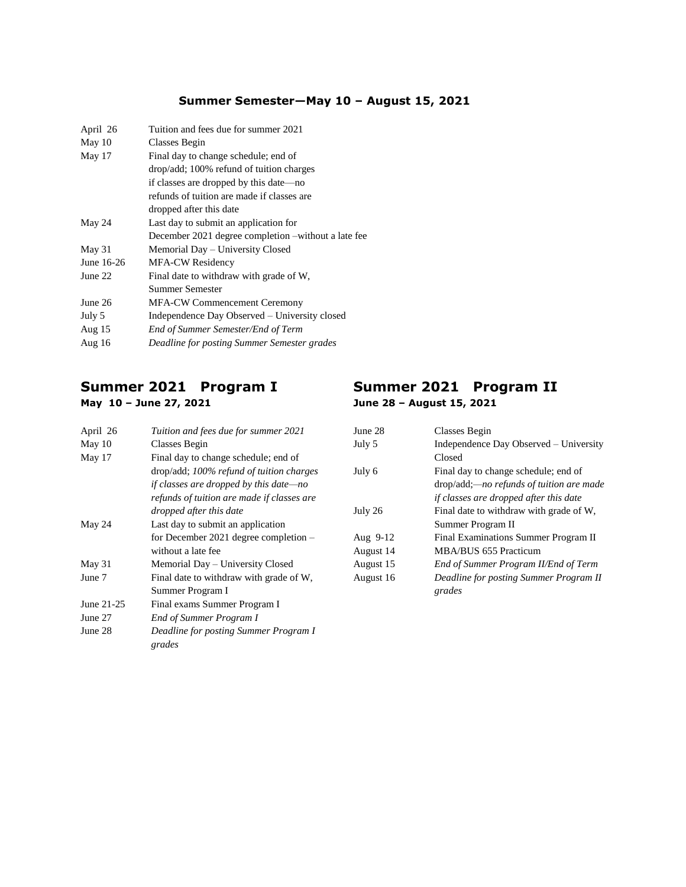## Summer Semester—May 10 – August 15, 2021

| | |
|---|---|
| April 26 | Tuition and fees due for summer 2021 |
| May 10 | Classes Begin |
| May 17 | Final day to change schedule; end of drop/add; 100% refund of tuition charges if classes are dropped by this date—no refunds of tuition are made if classes are dropped after this date |
| May 24 | Last day to submit an application for December 2021 degree completion –without a late fee |
| May 31 | Memorial Day – University Closed |
| June 16-26 | MFA-CW Residency |
| June 22 | Final date to withdraw with grade of W, Summer Semester |
| June 26 | MFA-CW Commencement Ceremony |
| July 5 | Independence Day Observed – University closed |
| Aug 15 | *End of Summer Semester/End of Term* |
| Aug 16 | *Deadline for posting Summer Semester grades* |

## Summer 2021 Program I

**May 10 – June 27, 2021**

| | |
|---|---|
| April 26 | *Tuition and fees due for summer 2021* |
| May 10 | Classes Begin |
| May 17 | Final day to change schedule; end of drop/add; *100% refund of tuition charges if classes are dropped by this date—no refunds of tuition are made if classes are dropped after this date* |
| May 24 | Last day to submit an application for December 2021 degree completion – without a late fee |
| May 31 | Memorial Day – University Closed |
| June 7 | Final date to withdraw with grade of W, Summer Program I |
| June 21-25 | Final exams Summer Program I |
| June 27 | *End of Summer Program I* |
| June 28 | *Deadline for posting Summer Program I grades* |

## Summer 2021 Program II

**June 28 – August 15, 2021**

| | |
|---|---|
| June 28 | Classes Begin |
| July 5 | Independence Day Observed – University Closed |
| July 6 | Final day to change schedule; end of drop/add;*—no refunds of tuition are made if classes are dropped after this date* |
| July 26 | Final date to withdraw with grade of W, Summer Program II |
| Aug 9-12 | Final Examinations Summer Program II |
| August 14 | MBA/BUS 655 Practicum |
| August 15 | *End of Summer Program II/End of Term* |
| August 16 | *Deadline for posting Summer Program II grades* |